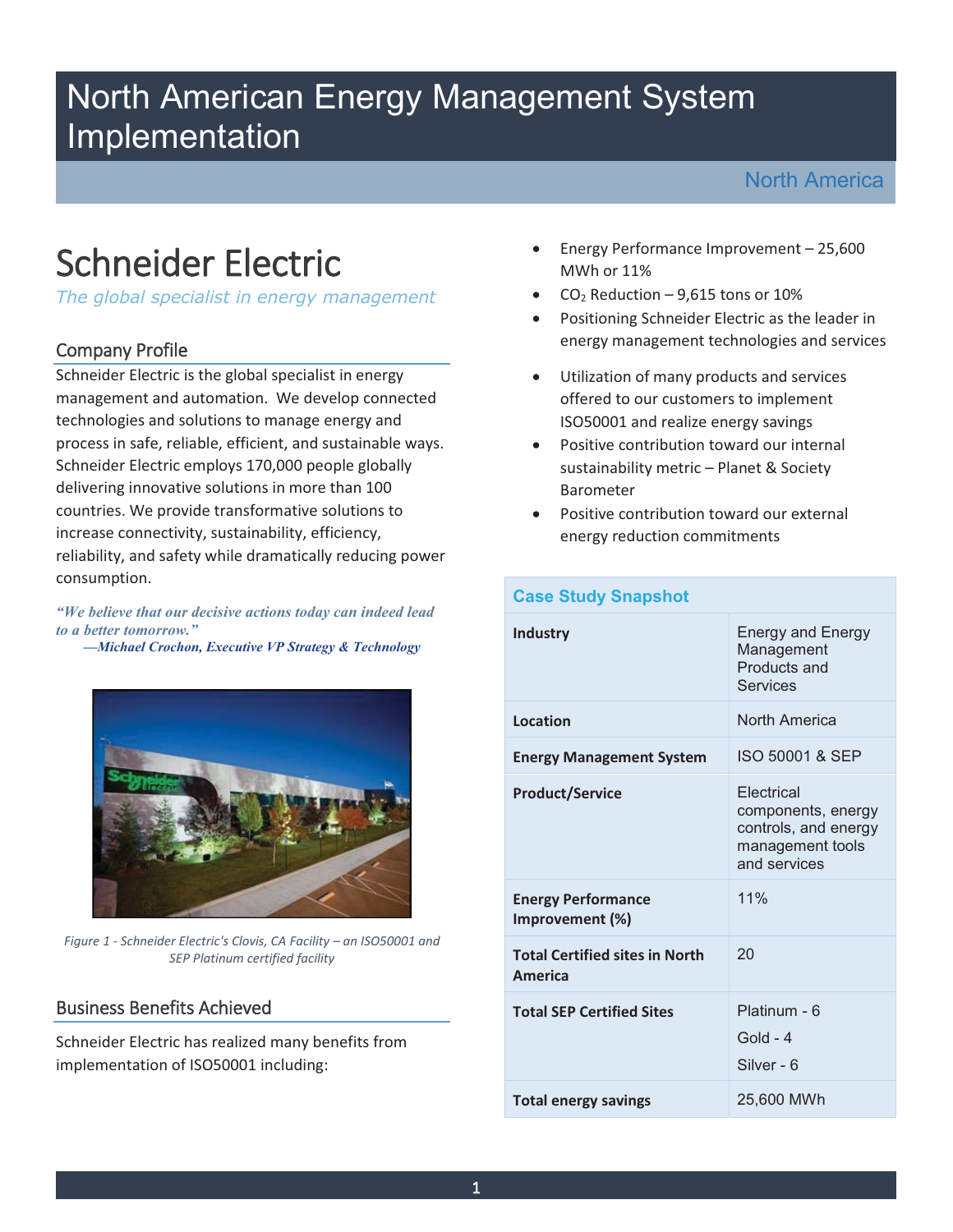# North American Energy Management System Implementation

North America

# Schneider Electric

*The global specialist in energy management*

## Company Profile

Schneider Electric is the global specialist in energy management and automation. We develop connected technologies and solutions to manage energy and process in safe, reliable, efficient, and sustainable ways. Schneider Electric employs 170,000 people globally delivering innovative solutions in more than 100 countries. We provide transformative solutions to increase connectivity, sustainability, efficiency, reliability, and safety while dramatically reducing power consumption.

***"We believe that our decisive actions today can indeed lead to a better tomorrow."***
***—Michael Crochon, Executive VP Strategy & Technology***

*Figure 1 - Schneider Electric's Clovis, CA Facility – an ISO50001 and SEP Platinum certified facility*

## Business Benefits Achieved

Schneider Electric has realized many benefits from implementation of ISO50001 including:

- Energy Performance Improvement – 25,600 MWh or 11%
- $CO_2$ Reduction – 9,615 tons or 10%
- Positioning Schneider Electric as the leader in energy management technologies and services
- Utilization of many products and services offered to our customers to implement ISO50001 and realize energy savings
- Positive contribution toward our internal sustainability metric – Planet & Society Barometer
- Positive contribution toward our external energy reduction commitments

| Case Study Snapshot | |
|---|---|
| **Industry** | Energy and Energy Management Products and Services |
| **Location** | North America |
| **Energy Management System** | ISO 50001 & SEP |
| **Product/Service** | Electrical components, energy controls, and energy management tools and services |
| **Energy Performance Improvement (%)** | 11% |
| **Total Certified sites in North America** | 20 |
| **Total SEP Certified Sites** | Platinum - 6<br>Gold - 4<br>Silver - 6 |
| **Total energy savings** | 25,600 MWh |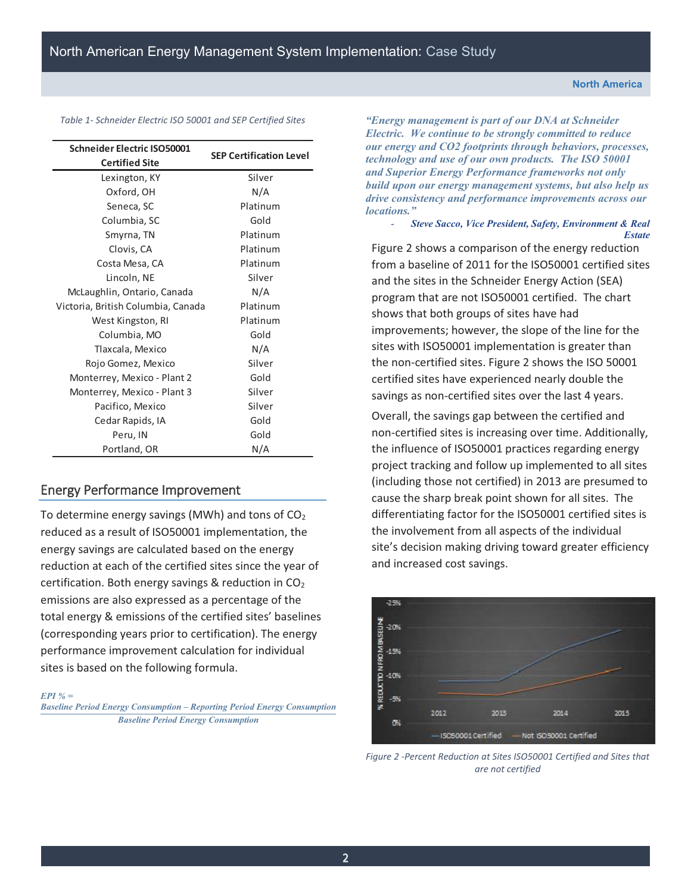*Table 1- Schneider Electric ISO 50001 and SEP Certified Sites*

| Schneider Electric ISO50001 Certified Site | SEP Certification Level |
|---|---|
| Lexington, KY | Silver |
| Oxford, OH | N/A |
| Seneca, SC | Platinum |
| Columbia, SC | Gold |
| Smyrna, TN | Platinum |
| Clovis, CA | Platinum |
| Costa Mesa, CA | Platinum |
| Lincoln, NE | Silver |
| McLaughlin, Ontario, Canada | N/A |
| Victoria, British Columbia, Canada | Platinum |
| West Kingston, RI | Platinum |
| Columbia, MO | Gold |
| Tlaxcala, Mexico | N/A |
| Rojo Gomez, Mexico | Silver |
| Monterrey, Mexico - Plant 2 | Gold |
| Monterrey, Mexico - Plant 3 | Silver |
| Pacifico, Mexico | Silver |
| Cedar Rapids, IA | Gold |
| Peru, IN | Gold |
| Portland, OR | N/A |

## Energy Performance Improvement

To determine energy savings (MWh) and tons of $CO_2$ reduced as a result of ISO50001 implementation, the energy savings are calculated based on the energy reduction at each of the certified sites since the year of certification. Both energy savings & reduction in $CO_2$ emissions are also expressed as a percentage of the total energy & emissions of the certified sites' baselines (corresponding years prior to certification). The energy performance improvement calculation for individual sites is based on the following formula.

$$EPI\ \% = \frac{\text{Baseline Period Energy Consumption} - \text{Reporting Period Energy Consumption}}{\text{Baseline Period Energy Consumption}}$$

*"Energy management is part of our DNA at Schneider Electric. We continue to be strongly committed to reduce our energy and CO2 footprints through behaviors, processes, technology and use of our own products. The ISO 50001 and Superior Energy Performance frameworks not only build upon our energy management systems, but also help us drive consistency and performance improvements across our locations."*

*- Steve Sacco, Vice President, Safety, Environment & Real Estate*

Figure 2 shows a comparison of the energy reduction from a baseline of 2011 for the ISO50001 certified sites and the sites in the Schneider Energy Action (SEA) program that are not ISO50001 certified. The chart shows that both groups of sites have had improvements; however, the slope of the line for the sites with ISO50001 implementation is greater than the non-certified sites. Figure 2 shows the ISO 50001 certified sites have experienced nearly double the savings as non-certified sites over the last 4 years.

Overall, the savings gap between the certified and non-certified sites is increasing over time. Additionally, the influence of ISO50001 practices regarding energy project tracking and follow up implemented to all sites (including those not certified) in 2013 are presumed to cause the sharp break point shown for all sites. The differentiating factor for the ISO50001 certified sites is the involvement from all aspects of the individual site's decision making driving toward greater efficiency and increased cost savings.

*Figure 2 -Percent Reduction at Sites ISO50001 Certified and Sites that are not certified*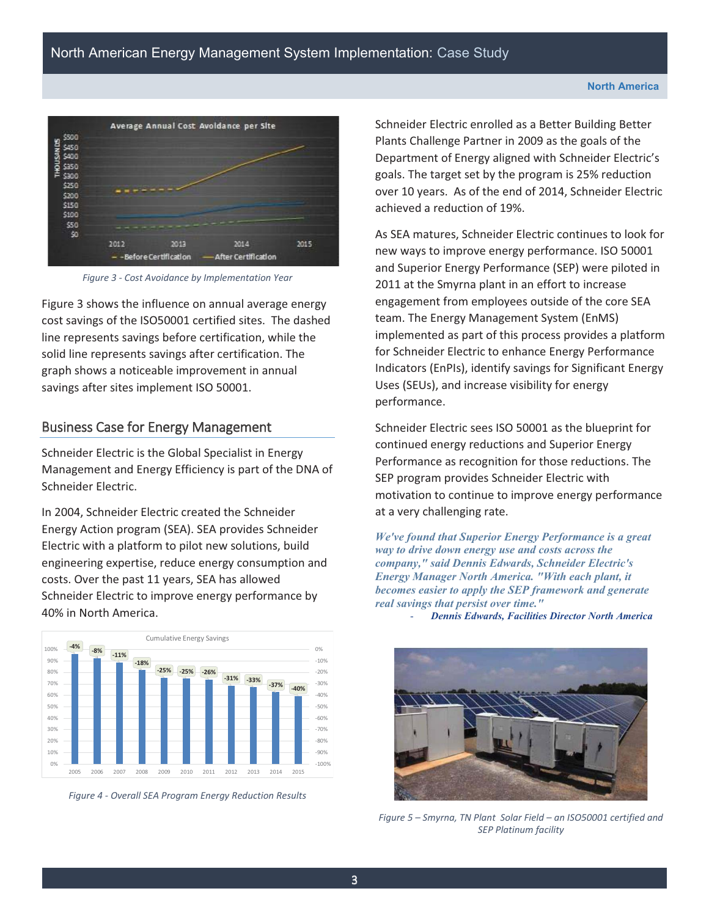Figure 3 - Cost Avoidance by Implementation Year

Figure 3 shows the influence on annual average energy cost savings of the ISO50001 certified sites. The dashed line represents savings before certification, while the solid line represents savings after certification. The graph shows a noticeable improvement in annual savings after sites implement ISO 50001.

## Business Case for Energy Management

Schneider Electric is the Global Specialist in Energy Management and Energy Efficiency is part of the DNA of Schneider Electric.

In 2004, Schneider Electric created the Schneider Energy Action program (SEA). SEA provides Schneider Electric with a platform to pilot new solutions, build engineering expertise, reduce energy consumption and costs. Over the past 11 years, SEA has allowed Schneider Electric to improve energy performance by 40% in North America.

Figure 4 - Overall SEA Program Energy Reduction Results

Schneider Electric enrolled as a Better Building Better Plants Challenge Partner in 2009 as the goals of the Department of Energy aligned with Schneider Electric's goals. The target set by the program is 25% reduction over 10 years. As of the end of 2014, Schneider Electric achieved a reduction of 19%.

As SEA matures, Schneider Electric continues to look for new ways to improve energy performance. ISO 50001 and Superior Energy Performance (SEP) were piloted in 2011 at the Smyrna plant in an effort to increase engagement from employees outside of the core SEA team. The Energy Management System (EnMS) implemented as part of this process provides a platform for Schneider Electric to enhance Energy Performance Indicators (EnPIs), identify savings for Significant Energy Uses (SEUs), and increase visibility for energy performance.

Schneider Electric sees ISO 50001 as the blueprint for continued energy reductions and Superior Energy Performance as recognition for those reductions. The SEP program provides Schneider Electric with motivation to continue to improve energy performance at a very challenging rate.

***We've found that Superior Energy Performance is a great way to drive down energy use and costs across the company," said Dennis Edwards, Schneider Electric's Energy Manager North America. "With each plant, it becomes easier to apply the SEP framework and generate real savings that persist over time."***

***- Dennis Edwards, Facilities Director North America***

Figure 5 – Smyrna, TN Plant Solar Field – an ISO50001 certified and SEP Platinum facility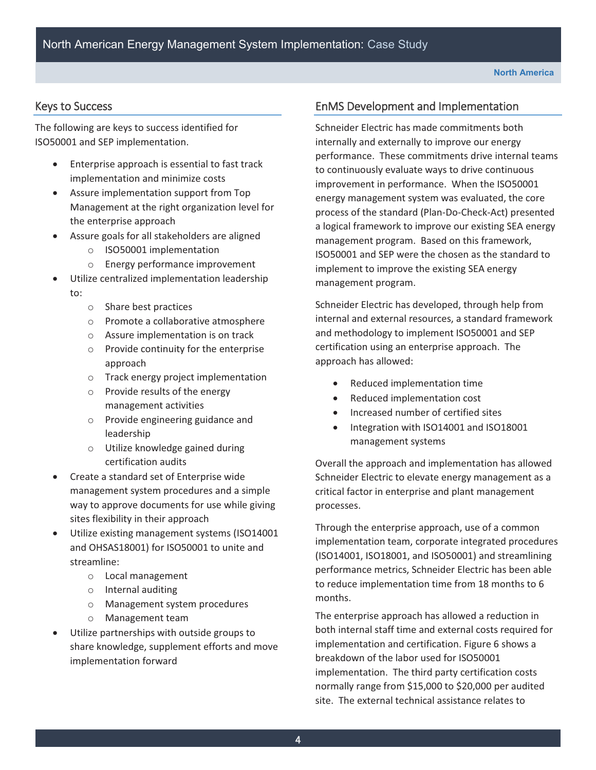## Keys to Success

The following are keys to success identified for ISO50001 and SEP implementation.

- Enterprise approach is essential to fast track implementation and minimize costs
- Assure implementation support from Top Management at the right organization level for the enterprise approach
- Assure goals for all stakeholders are aligned
  - ISO50001 implementation
  - Energy performance improvement
- Utilize centralized implementation leadership to:
  - Share best practices
  - Promote a collaborative atmosphere
  - Assure implementation is on track
  - Provide continuity for the enterprise approach
  - Track energy project implementation
  - Provide results of the energy management activities
  - Provide engineering guidance and leadership
  - Utilize knowledge gained during certification audits
- Create a standard set of Enterprise wide management system procedures and a simple way to approve documents for use while giving sites flexibility in their approach
- Utilize existing management systems (ISO14001 and OHSAS18001) for ISO50001 to unite and streamline:
  - Local management
  - Internal auditing
  - Management system procedures
  - Management team
- Utilize partnerships with outside groups to share knowledge, supplement efforts and move implementation forward

## EnMS Development and Implementation

Schneider Electric has made commitments both internally and externally to improve our energy performance. These commitments drive internal teams to continuously evaluate ways to drive continuous improvement in performance. When the ISO50001 energy management system was evaluated, the core process of the standard (Plan-Do-Check-Act) presented a logical framework to improve our existing SEA energy management program. Based on this framework, ISO50001 and SEP were the chosen as the standard to implement to improve the existing SEA energy management program.

Schneider Electric has developed, through help from internal and external resources, a standard framework and methodology to implement ISO50001 and SEP certification using an enterprise approach. The approach has allowed:

- Reduced implementation time
- Reduced implementation cost
- Increased number of certified sites
- Integration with ISO14001 and ISO18001 management systems

Overall the approach and implementation has allowed Schneider Electric to elevate energy management as a critical factor in enterprise and plant management processes.

Through the enterprise approach, use of a common implementation team, corporate integrated procedures (ISO14001, ISO18001, and ISO50001) and streamlining performance metrics, Schneider Electric has been able to reduce implementation time from 18 months to 6 months.

The enterprise approach has allowed a reduction in both internal staff time and external costs required for implementation and certification. Figure 6 shows a breakdown of the labor used for ISO50001 implementation. The third party certification costs normally range from $15,000 to $20,000 per audited site. The external technical assistance relates to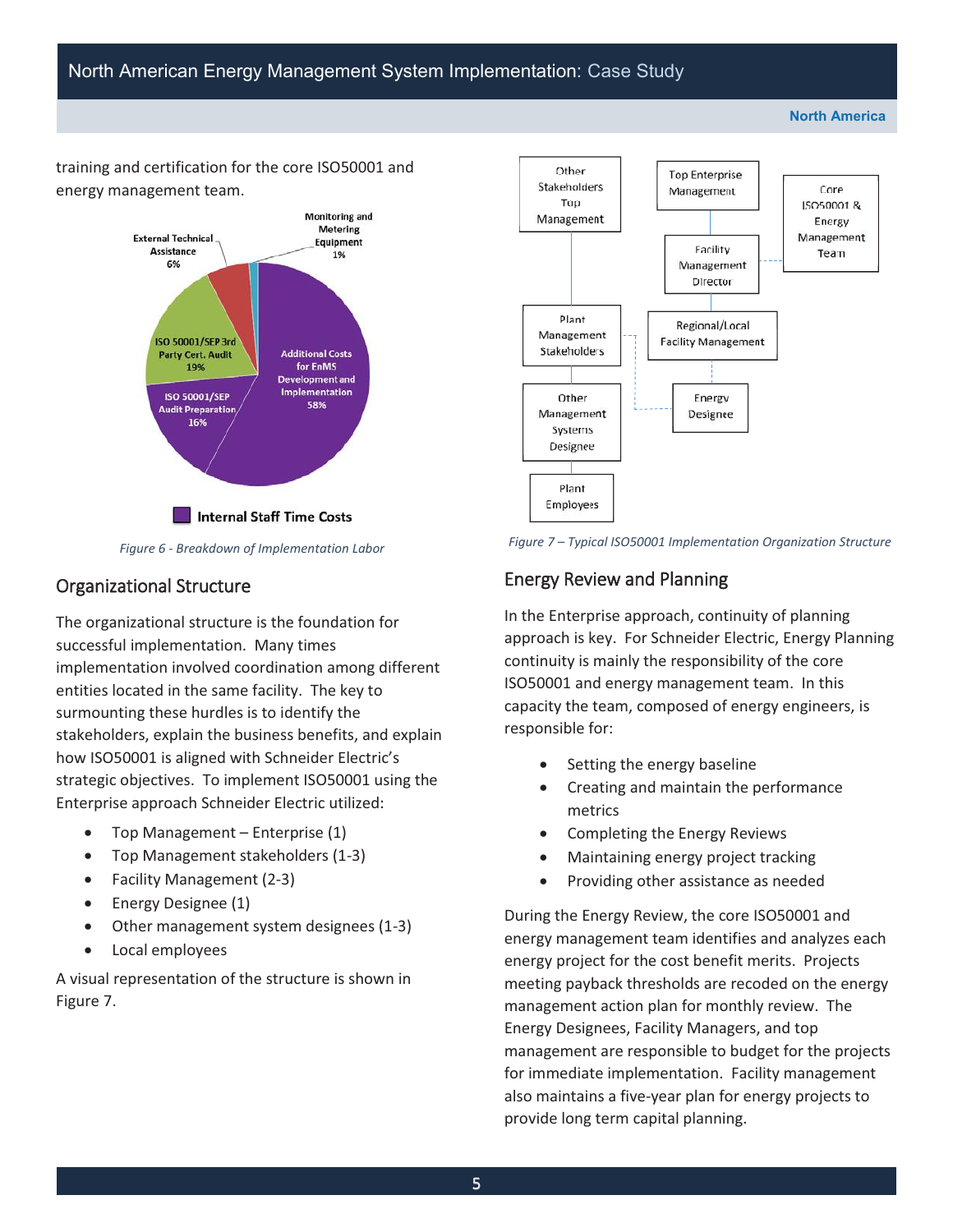training and certification for the core ISO50001 and energy management team.

Monitoring and Metering Equipment 1%

External Technical Assistance 6%

ISO 50001/SEP 3rd Party Cert. Audit 19%

ISO 50001/SEP Audit Preparation 16%

Additional Costs for EnMS Development and Implementation 58%

Internal Staff Time Costs

*Figure 6 - Breakdown of Implementation Labor*

## Organizational Structure

The organizational structure is the foundation for successful implementation. Many times implementation involved coordination among different entities located in the same facility. The key to surmounting these hurdles is to identify the stakeholders, explain the business benefits, and explain how ISO50001 is aligned with Schneider Electric's strategic objectives. To implement ISO50001 using the Enterprise approach Schneider Electric utilized:

- Top Management – Enterprise (1)
- Top Management stakeholders (1-3)
- Facility Management (2-3)
- Energy Designee (1)
- Other management system designees (1-3)
- Local employees

A visual representation of the structure is shown in Figure 7.

Other Stakeholders Top Management

Top Enterprise Management

Core ISO50001 & Energy Management Team

Facility Management Director

Plant Management Stakeholders

Regional/Local Facility Management

Other Management Systems Designee

Energy Designee

Plant Employees

*Figure 7 – Typical ISO50001 Implementation Organization Structure*

## Energy Review and Planning

In the Enterprise approach, continuity of planning approach is key. For Schneider Electric, Energy Planning continuity is mainly the responsibility of the core ISO50001 and energy management team. In this capacity the team, composed of energy engineers, is responsible for:

- Setting the energy baseline
- Creating and maintain the performance metrics
- Completing the Energy Reviews
- Maintaining energy project tracking
- Providing other assistance as needed

During the Energy Review, the core ISO50001 and energy management team identifies and analyzes each energy project for the cost benefit merits. Projects meeting payback thresholds are recoded on the energy management action plan for monthly review. The Energy Designees, Facility Managers, and top management are responsible to budget for the projects for immediate implementation. Facility management also maintains a five-year plan for energy projects to provide long term capital planning.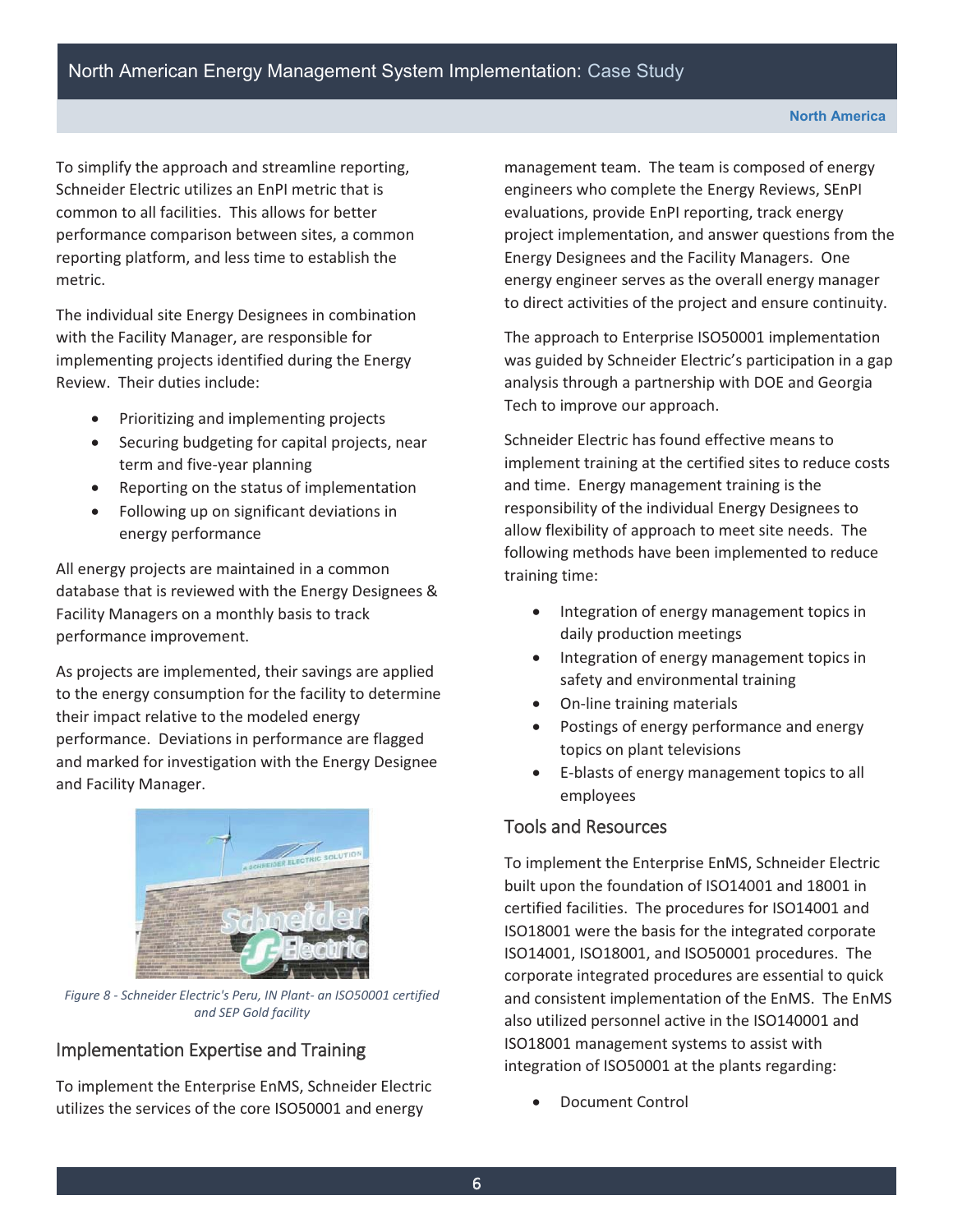To simplify the approach and streamline reporting, Schneider Electric utilizes an EnPI metric that is common to all facilities. This allows for better performance comparison between sites, a common reporting platform, and less time to establish the metric.

The individual site Energy Designees in combination with the Facility Manager, are responsible for implementing projects identified during the Energy Review. Their duties include:

- Prioritizing and implementing projects
- Securing budgeting for capital projects, near term and five-year planning
- Reporting on the status of implementation
- Following up on significant deviations in energy performance

All energy projects are maintained in a common database that is reviewed with the Energy Designees & Facility Managers on a monthly basis to track performance improvement.

As projects are implemented, their savings are applied to the energy consumption for the facility to determine their impact relative to the modeled energy performance. Deviations in performance are flagged and marked for investigation with the Energy Designee and Facility Manager.

*Figure 8 - Schneider Electric's Peru, IN Plant- an ISO50001 certified and SEP Gold facility*

## Implementation Expertise and Training

To implement the Enterprise EnMS, Schneider Electric utilizes the services of the core ISO50001 and energy management team. The team is composed of energy engineers who complete the Energy Reviews, SEnPI evaluations, provide EnPI reporting, track energy project implementation, and answer questions from the Energy Designees and the Facility Managers. One energy engineer serves as the overall energy manager to direct activities of the project and ensure continuity.

The approach to Enterprise ISO50001 implementation was guided by Schneider Electric's participation in a gap analysis through a partnership with DOE and Georgia Tech to improve our approach.

Schneider Electric has found effective means to implement training at the certified sites to reduce costs and time. Energy management training is the responsibility of the individual Energy Designees to allow flexibility of approach to meet site needs. The following methods have been implemented to reduce training time:

- Integration of energy management topics in daily production meetings
- Integration of energy management topics in safety and environmental training
- On-line training materials
- Postings of energy performance and energy topics on plant televisions
- E-blasts of energy management topics to all employees

## Tools and Resources

To implement the Enterprise EnMS, Schneider Electric built upon the foundation of ISO14001 and 18001 in certified facilities. The procedures for ISO14001 and ISO18001 were the basis for the integrated corporate ISO14001, ISO18001, and ISO50001 procedures. The corporate integrated procedures are essential to quick and consistent implementation of the EnMS. The EnMS also utilized personnel active in the ISO140001 and ISO18001 management systems to assist with integration of ISO50001 at the plants regarding:

- Document Control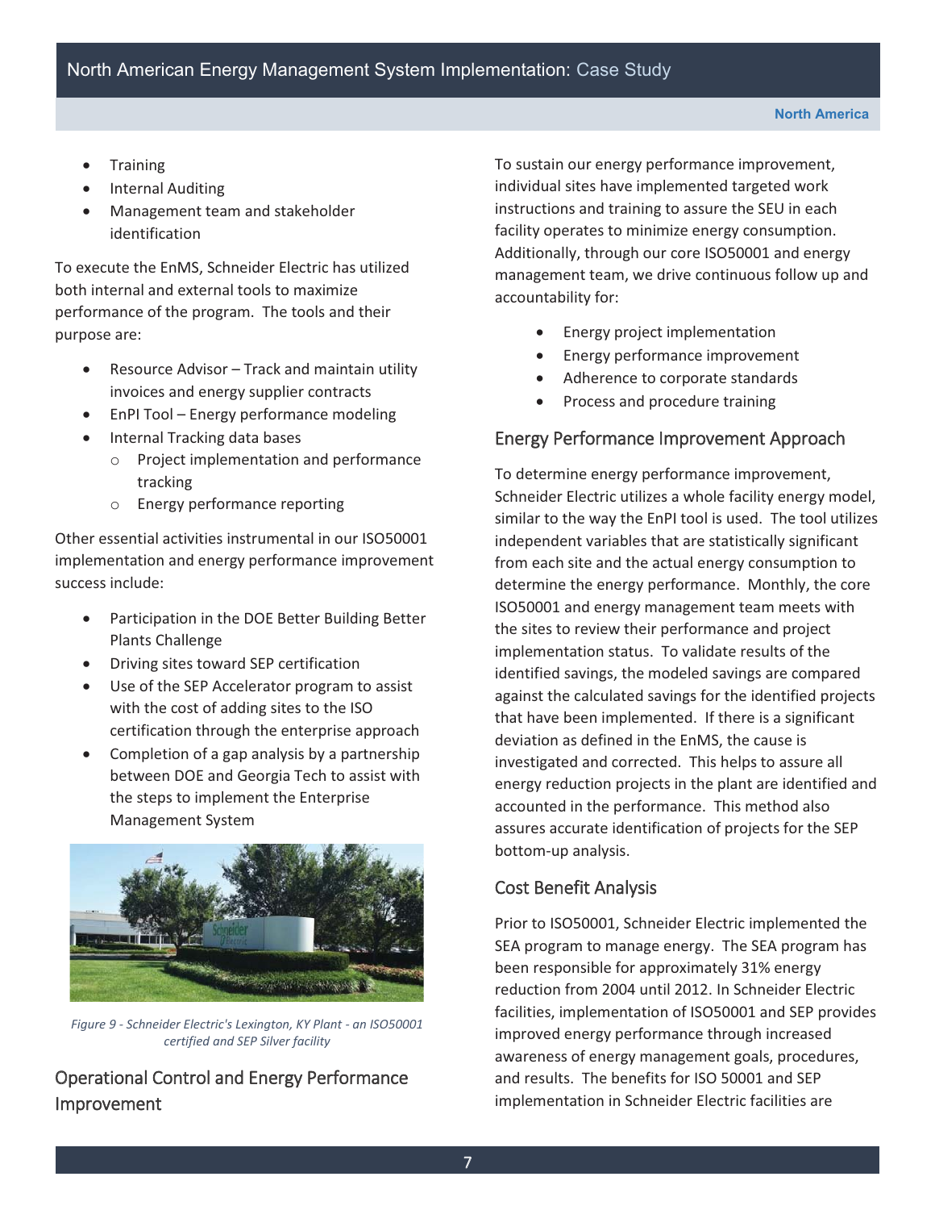- Training
- Internal Auditing
- Management team and stakeholder identification

To execute the EnMS, Schneider Electric has utilized both internal and external tools to maximize performance of the program. The tools and their purpose are:

- Resource Advisor – Track and maintain utility invoices and energy supplier contracts
- EnPI Tool – Energy performance modeling
- Internal Tracking data bases
    - Project implementation and performance tracking
    - Energy performance reporting

Other essential activities instrumental in our ISO50001 implementation and energy performance improvement success include:

- Participation in the DOE Better Building Better Plants Challenge
- Driving sites toward SEP certification
- Use of the SEP Accelerator program to assist with the cost of adding sites to the ISO certification through the enterprise approach
- Completion of a gap analysis by a partnership between DOE and Georgia Tech to assist with the steps to implement the Enterprise Management System

*Figure 9 - Schneider Electric's Lexington, KY Plant - an ISO50001 certified and SEP Silver facility*

## Operational Control and Energy Performance Improvement

To sustain our energy performance improvement, individual sites have implemented targeted work instructions and training to assure the SEU in each facility operates to minimize energy consumption. Additionally, through our core ISO50001 and energy management team, we drive continuous follow up and accountability for:

- Energy project implementation
- Energy performance improvement
- Adherence to corporate standards
- Process and procedure training

## Energy Performance Improvement Approach

To determine energy performance improvement, Schneider Electric utilizes a whole facility energy model, similar to the way the EnPI tool is used. The tool utilizes independent variables that are statistically significant from each site and the actual energy consumption to determine the energy performance. Monthly, the core ISO50001 and energy management team meets with the sites to review their performance and project implementation status. To validate results of the identified savings, the modeled savings are compared against the calculated savings for the identified projects that have been implemented. If there is a significant deviation as defined in the EnMS, the cause is investigated and corrected. This helps to assure all energy reduction projects in the plant are identified and accounted in the performance. This method also assures accurate identification of projects for the SEP bottom-up analysis.

## Cost Benefit Analysis

Prior to ISO50001, Schneider Electric implemented the SEA program to manage energy. The SEA program has been responsible for approximately 31% energy reduction from 2004 until 2012. In Schneider Electric facilities, implementation of ISO50001 and SEP provides improved energy performance through increased awareness of energy management goals, procedures, and results. The benefits for ISO 50001 and SEP implementation in Schneider Electric facilities are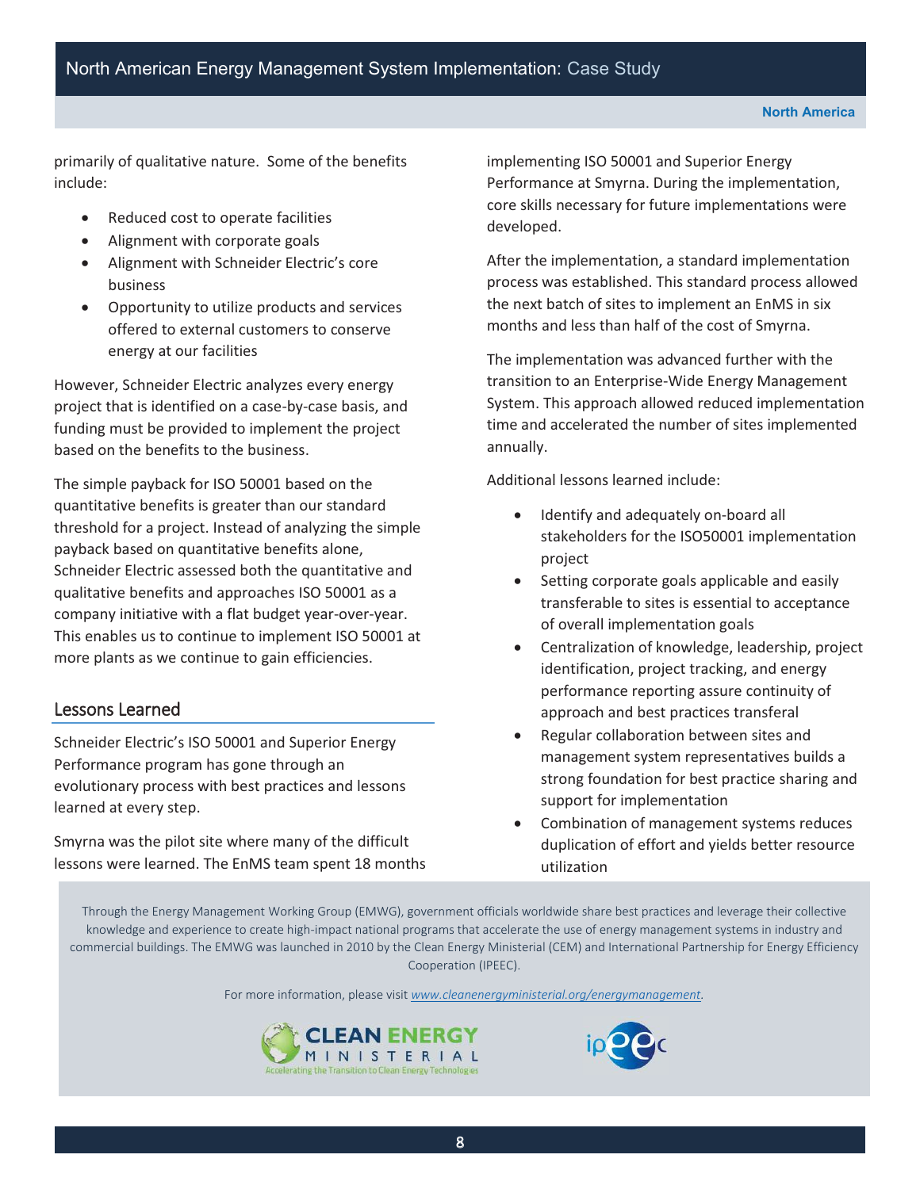primarily of qualitative nature. Some of the benefits include:

- Reduced cost to operate facilities
- Alignment with corporate goals
- Alignment with Schneider Electric's core business
- Opportunity to utilize products and services offered to external customers to conserve energy at our facilities

However, Schneider Electric analyzes every energy project that is identified on a case-by-case basis, and funding must be provided to implement the project based on the benefits to the business.

The simple payback for ISO 50001 based on the quantitative benefits is greater than our standard threshold for a project. Instead of analyzing the simple payback based on quantitative benefits alone, Schneider Electric assessed both the quantitative and qualitative benefits and approaches ISO 50001 as a company initiative with a flat budget year-over-year. This enables us to continue to implement ISO 50001 at more plants as we continue to gain efficiencies.

## Lessons Learned

Schneider Electric's ISO 50001 and Superior Energy Performance program has gone through an evolutionary process with best practices and lessons learned at every step.

Smyrna was the pilot site where many of the difficult lessons were learned. The EnMS team spent 18 months implementing ISO 50001 and Superior Energy Performance at Smyrna. During the implementation, core skills necessary for future implementations were developed.

After the implementation, a standard implementation process was established. This standard process allowed the next batch of sites to implement an EnMS in six months and less than half of the cost of Smyrna.

The implementation was advanced further with the transition to an Enterprise-Wide Energy Management System. This approach allowed reduced implementation time and accelerated the number of sites implemented annually.

Additional lessons learned include:

- Identify and adequately on-board all stakeholders for the ISO50001 implementation project
- Setting corporate goals applicable and easily transferable to sites is essential to acceptance of overall implementation goals
- Centralization of knowledge, leadership, project identification, project tracking, and energy performance reporting assure continuity of approach and best practices transferal
- Regular collaboration between sites and management system representatives builds a strong foundation for best practice sharing and support for implementation
- Combination of management systems reduces duplication of effort and yields better resource utilization

Through the Energy Management Working Group (EMWG), government officials worldwide share best practices and leverage their collective knowledge and experience to create high-impact national programs that accelerate the use of energy management systems in industry and commercial buildings. The EMWG was launched in 2010 by the Clean Energy Ministerial (CEM) and International Partnership for Energy Efficiency Cooperation (IPEEC).

For more information, please visit *www.cleanenergyministerial.org/energymanagement*.

CLEAN ENERGY MINISTERIAL
Accelerating the Transition to Clean Energy Technologies

ipeec